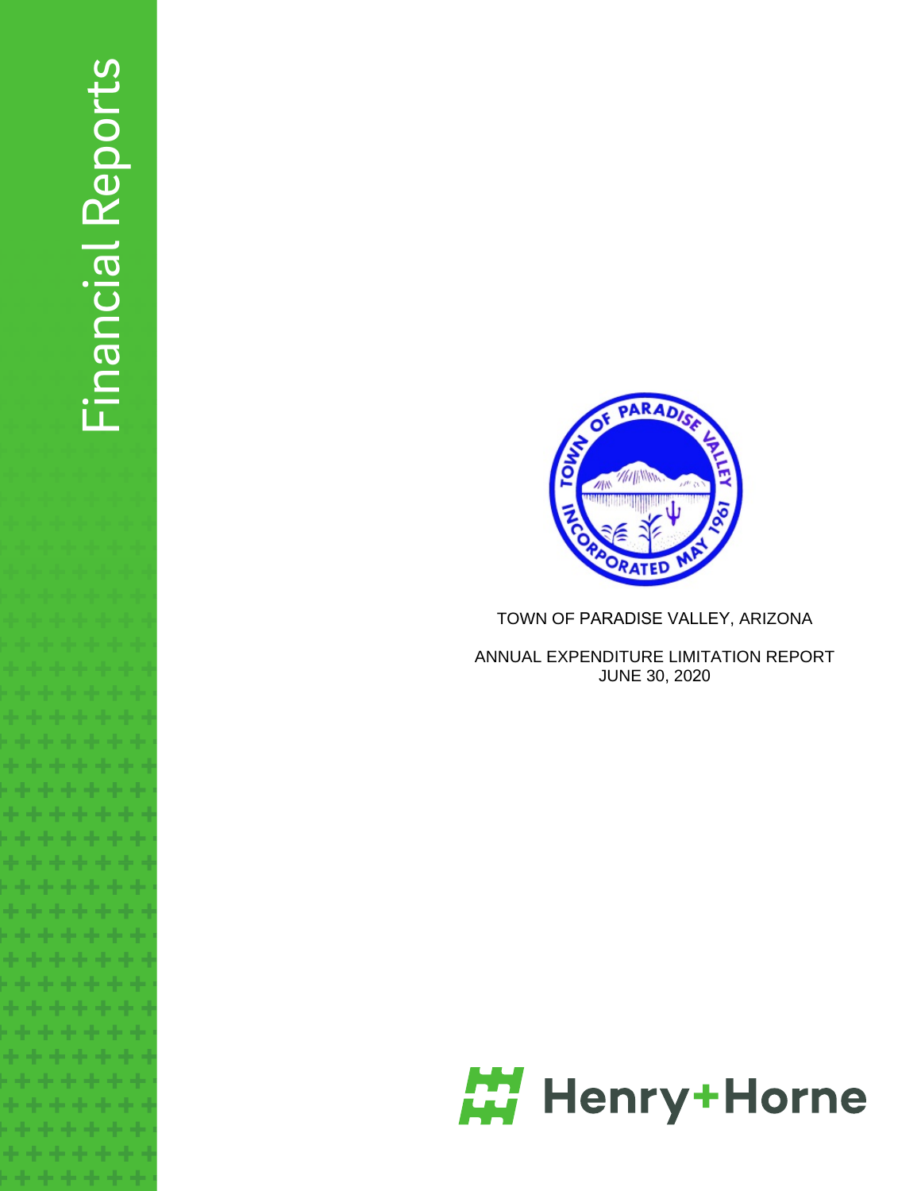Financial Reports

TOWN OF PARADISE VALLEY, ARIZONA

ANNUAL EXPENDITURE LIMITATION REPORT
JUNE 30, 2020

Henry+Horne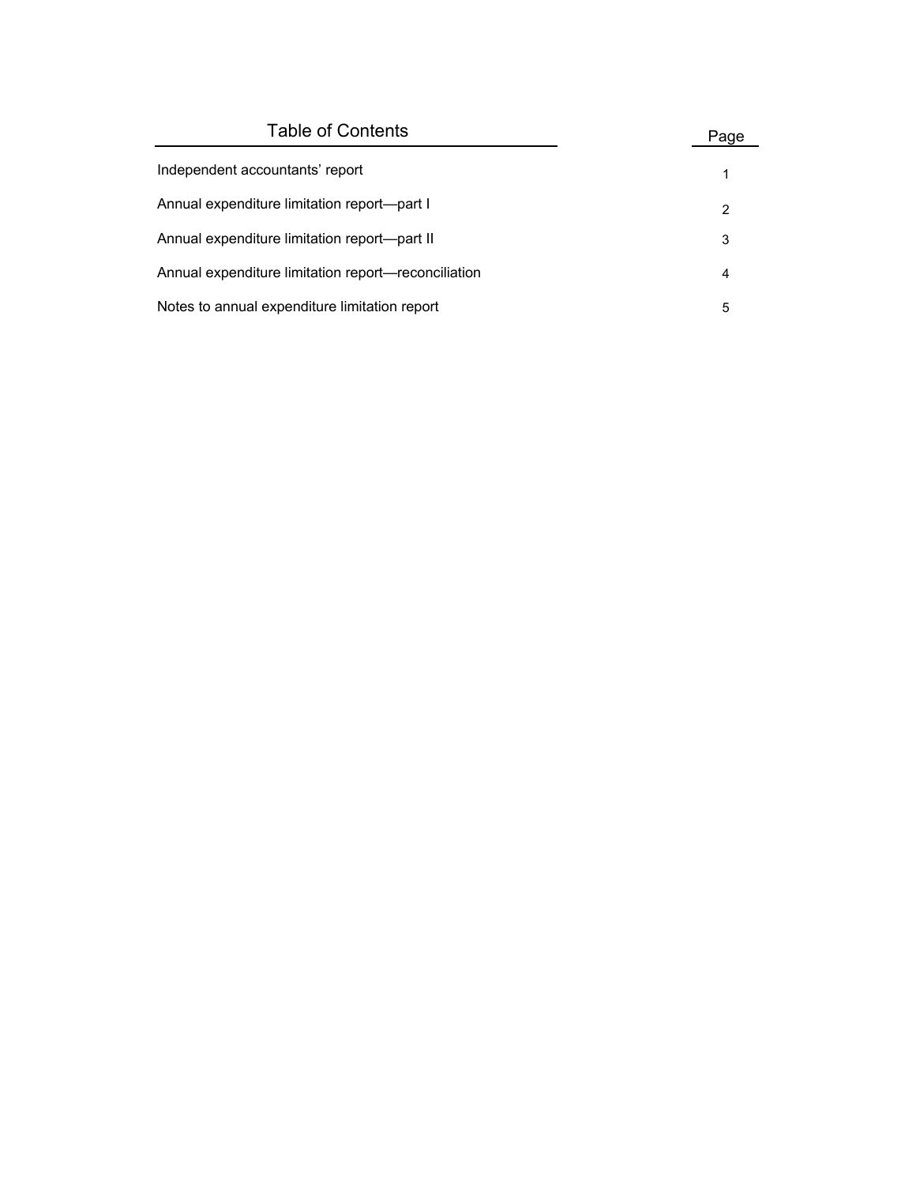# Table of Contents

| | Page |
|---|---|
| Independent accountants' report | 1 |
| Annual expenditure limitation report—part I | 2 |
| Annual expenditure limitation report—part II | 3 |
| Annual expenditure limitation report—reconciliation | 4 |
| Notes to annual expenditure limitation report | 5 |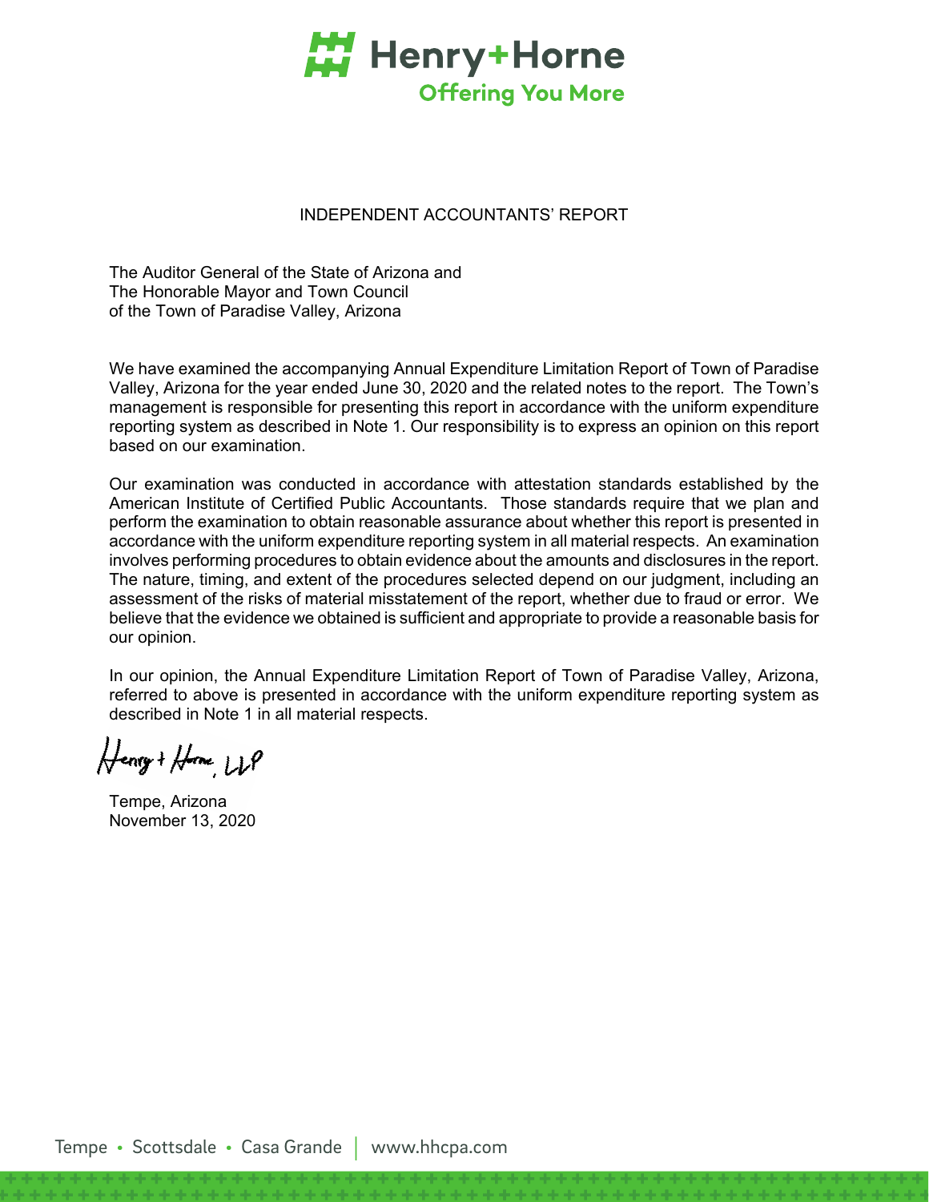Henry+Horne

Offering You More

# INDEPENDENT ACCOUNTANTS' REPORT

The Auditor General of the State of Arizona and
The Honorable Mayor and Town Council
of the Town of Paradise Valley, Arizona

We have examined the accompanying Annual Expenditure Limitation Report of Town of Paradise Valley, Arizona for the year ended June 30, 2020 and the related notes to the report. The Town's management is responsible for presenting this report in accordance with the uniform expenditure reporting system as described in Note 1. Our responsibility is to express an opinion on this report based on our examination.

Our examination was conducted in accordance with attestation standards established by the American Institute of Certified Public Accountants. Those standards require that we plan and perform the examination to obtain reasonable assurance about whether this report is presented in accordance with the uniform expenditure reporting system in all material respects. An examination involves performing procedures to obtain evidence about the amounts and disclosures in the report. The nature, timing, and extent of the procedures selected depend on our judgment, including an assessment of the risks of material misstatement of the report, whether due to fraud or error. We believe that the evidence we obtained is sufficient and appropriate to provide a reasonable basis for our opinion.

In our opinion, the Annual Expenditure Limitation Report of Town of Paradise Valley, Arizona, referred to above is presented in accordance with the uniform expenditure reporting system as described in Note 1 in all material respects.

Henry + Horne, LLP

Tempe, Arizona
November 13, 2020

Tempe • Scottsdale • Casa Grande | www.hhcpa.com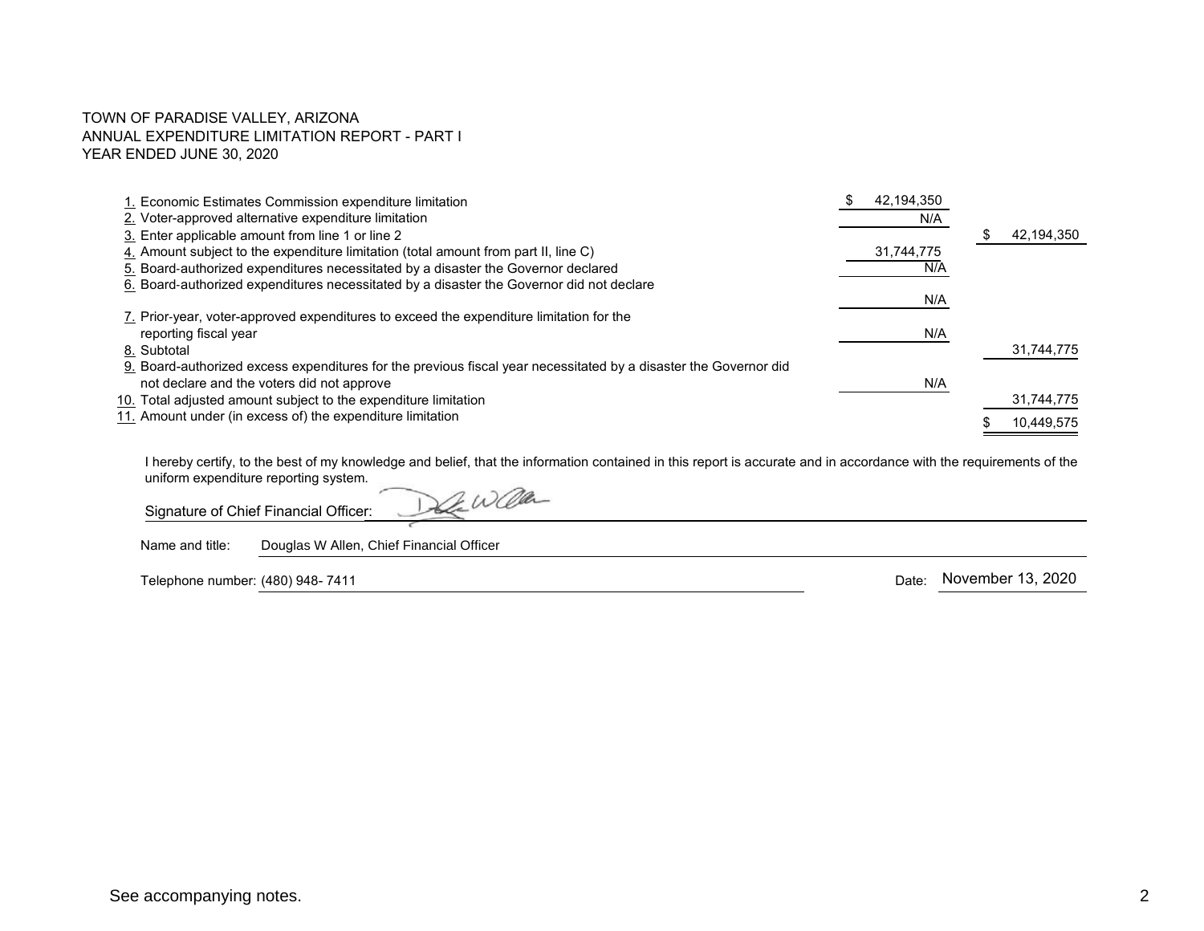TOWN OF PARADISE VALLEY, ARIZONA
ANNUAL EXPENDITURE LIMITATION REPORT - PART I
YEAR ENDED JUNE 30, 2020

| | | |
|---|---|---|
| 1. Economic Estimates Commission expenditure limitation | $ 42,194,350 | |
| 2. Voter-approved alternative expenditure limitation | N/A | |
| 3. Enter applicable amount from line 1 or line 2 | | $ 42,194,350 |
| 4. Amount subject to the expenditure limitation (total amount from part II, line C) | 31,744,775 | |
| 5. Board-authorized expenditures necessitated by a disaster the Governor declared | N/A | |
| 6. Board-authorized expenditures necessitated by a disaster the Governor did not declare | N/A | |
| 7. Prior-year, voter-approved expenditures to exceed the expenditure limitation for the reporting fiscal year | N/A | |
| 8. Subtotal | | 31,744,775 |
| 9. Board-authorized excess expenditures for the previous fiscal year necessitated by a disaster the Governor did not declare and the voters did not approve | N/A | |
| 10. Total adjusted amount subject to the expenditure limitation | | 31,744,775 |
| 11. Amount under (in excess of) the expenditure limitation | | $ 10,449,575 |

I hereby certify, to the best of my knowledge and belief, that the information contained in this report is accurate and in accordance with the requirements of the uniform expenditure reporting system.

Signature of Chief Financial Officer: [signature]

Name and title: Douglas W Allen, Chief Financial Officer

Telephone number: (480) 948- 7411

Date: November 13, 2020

See accompanying notes.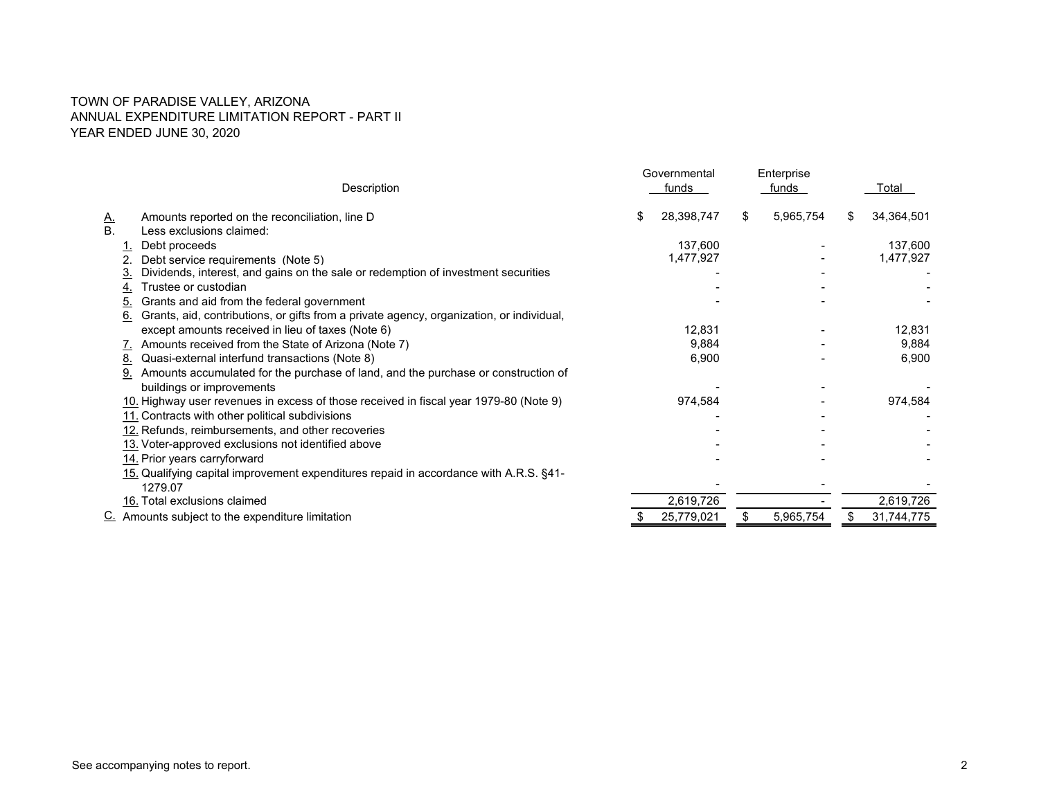TOWN OF PARADISE VALLEY, ARIZONA
ANNUAL EXPENDITURE LIMITATION REPORT - PART II
YEAR ENDED JUNE 30, 2020

| | Description | Governmental funds | Enterprise funds | Total |
|---|---|---|---|---|
| A. | Amounts reported on the reconciliation, line D | $ 28,398,747 | $ 5,965,754 | $ 34,364,501 |
| B. | Less exclusions claimed: | | | |
| | 1. Debt proceeds | 137,600 | - | 137,600 |
| | 2. Debt service requirements (Note 5) | 1,477,927 | - | 1,477,927 |
| | 3. Dividends, interest, and gains on the sale or redemption of investment securities | - | - | - |
| | 4. Trustee or custodian | - | - | - |
| | 5. Grants and aid from the federal government | - | - | - |
| | 6. Grants, aid, contributions, or gifts from a private agency, organization, or individual, except amounts received in lieu of taxes (Note 6) | 12,831 | - | 12,831 |
| | 7. Amounts received from the State of Arizona (Note 7) | 9,884 | - | 9,884 |
| | 8. Quasi-external interfund transactions (Note 8) | 6,900 | - | 6,900 |
| | 9. Amounts accumulated for the purchase of land, and the purchase or construction of buildings or improvements | - | - | - |
| | 10. Highway user revenues in excess of those received in fiscal year 1979-80 (Note 9) | 974,584 | - | 974,584 |
| | 11. Contracts with other political subdivisions | - | - | - |
| | 12. Refunds, reimbursements, and other recoveries | - | - | - |
| | 13. Voter-approved exclusions not identified above | - | - | - |
| | 14. Prior years carryforward | - | - | - |
| | 15. Qualifying capital improvement expenditures repaid in accordance with A.R.S. §41-1279.07 | - | - | - |
| | 16. Total exclusions claimed | 2,619,726 | - | 2,619,726 |
| C. | Amounts subject to the expenditure limitation | $ 25,779,021 | $ 5,965,754 | $ 31,744,775 |

See accompanying notes to report.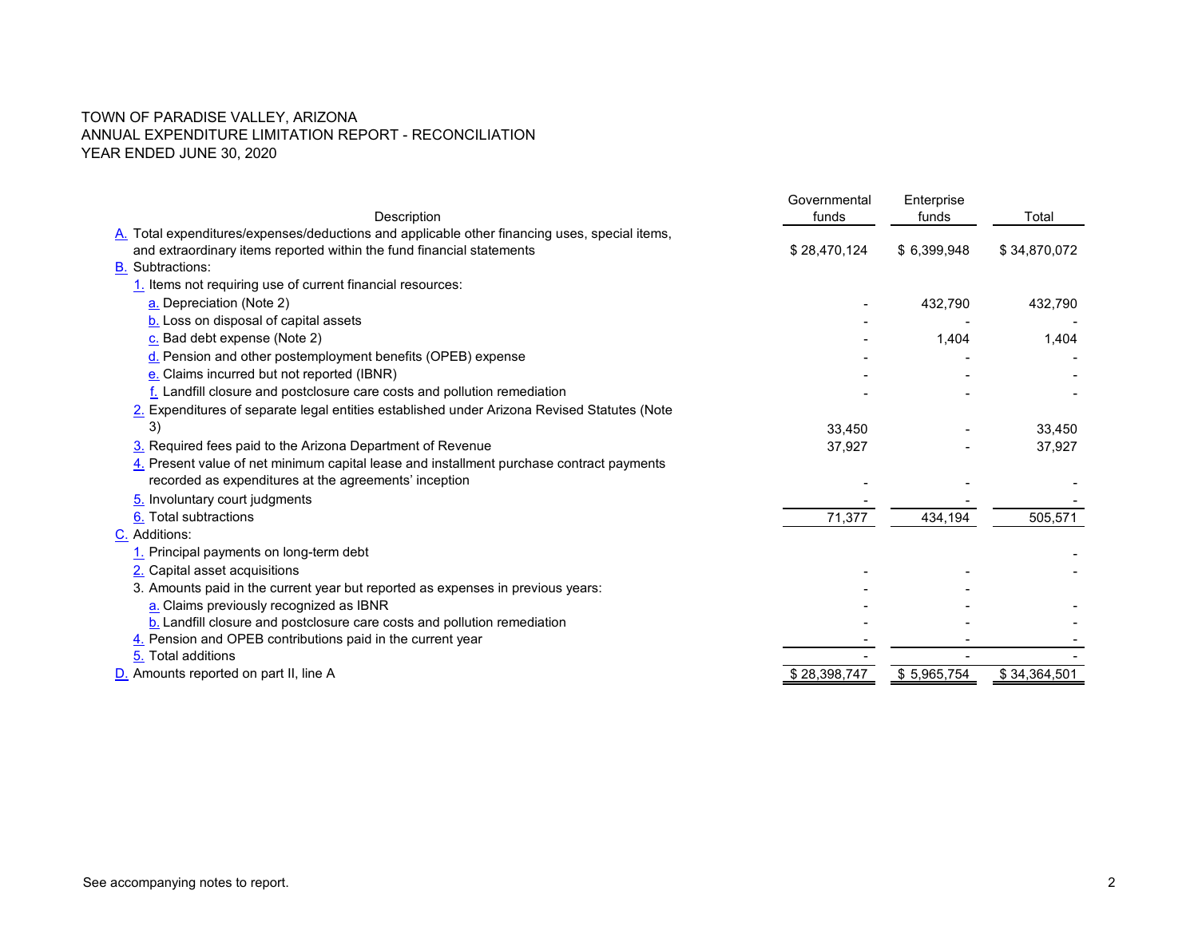# TOWN OF PARADISE VALLEY, ARIZONA
## ANNUAL EXPENDITURE LIMITATION REPORT - RECONCILIATION
### YEAR ENDED JUNE 30, 2020

| Description | Governmental funds | Enterprise funds | Total |
|---|---|---|---|
| A. Total expenditures/expenses/deductions and applicable other financing uses, special items, and extraordinary items reported within the fund financial statements | $ 28,470,124 | $ 6,399,948 | $ 34,870,072 |
| B. Subtractions: | | | |
| 1. Items not requiring use of current financial resources: | | | |
| a. Depreciation (Note 2) | - | 432,790 | 432,790 |
| b. Loss on disposal of capital assets | - | - | - |
| c. Bad debt expense (Note 2) | - | 1,404 | 1,404 |
| d. Pension and other postemployment benefits (OPEB) expense | - | - | - |
| e. Claims incurred but not reported (IBNR) | - | - | - |
| f. Landfill closure and postclosure care costs and pollution remediation | - | - | - |
| 2. Expenditures of separate legal entities established under Arizona Revised Statutes (Note 3) | 33,450 | - | 33,450 |
| 3. Required fees paid to the Arizona Department of Revenue | 37,927 | - | 37,927 |
| 4. Present value of net minimum capital lease and installment purchase contract payments recorded as expenditures at the agreements' inception | - | - | - |
| 5. Involuntary court judgments | - | - | - |
| 6. Total subtractions | 71,377 | 434,194 | 505,571 |
| C. Additions: | | | |
| 1. Principal payments on long-term debt | | | - |
| 2. Capital asset acquisitions | - | - | - |
| 3. Amounts paid in the current year but reported as expenses in previous years: | - | - | |
| a. Claims previously recognized as IBNR | - | - | - |
| b. Landfill closure and postclosure care costs and pollution remediation | - | - | - |
| 4. Pension and OPEB contributions paid in the current year | - | - | - |
| 5. Total additions | - | - | - |
| D. Amounts reported on part II, line A | $ 28,398,747 | $ 5,965,754 | $ 34,364,501 |

See accompanying notes to report.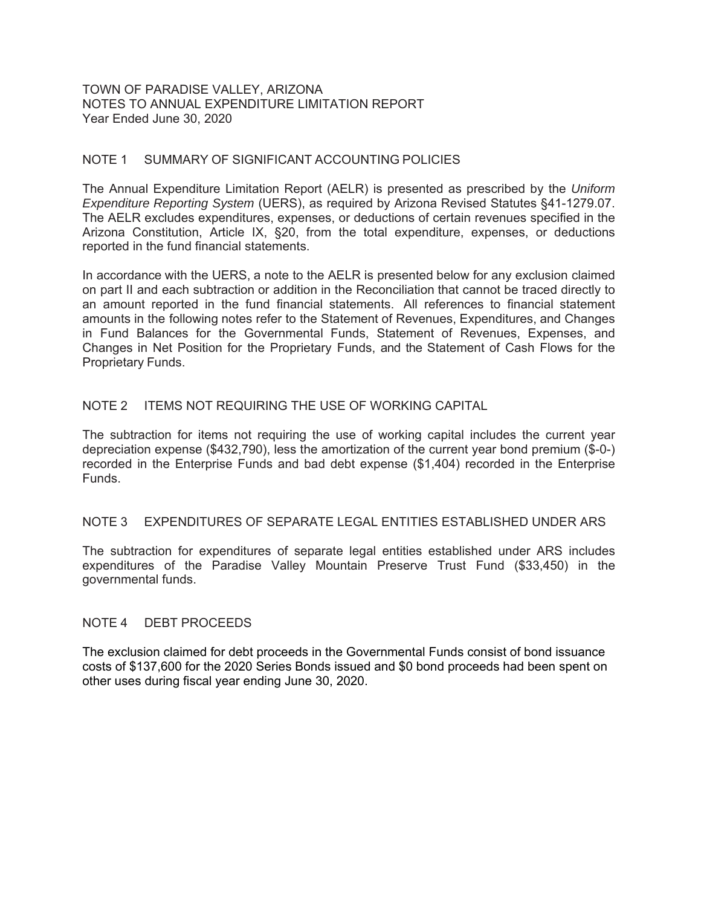TOWN OF PARADISE VALLEY, ARIZONA
NOTES TO ANNUAL EXPENDITURE LIMITATION REPORT
Year Ended June 30, 2020

## NOTE 1 SUMMARY OF SIGNIFICANT ACCOUNTING POLICIES

The Annual Expenditure Limitation Report (AELR) is presented as prescribed by the *Uniform Expenditure Reporting System* (UERS), as required by Arizona Revised Statutes §41-1279.07. The AELR excludes expenditures, expenses, or deductions of certain revenues specified in the Arizona Constitution, Article IX, §20, from the total expenditure, expenses, or deductions reported in the fund financial statements.

In accordance with the UERS, a note to the AELR is presented below for any exclusion claimed on part II and each subtraction or addition in the Reconciliation that cannot be traced directly to an amount reported in the fund financial statements. All references to financial statement amounts in the following notes refer to the Statement of Revenues, Expenditures, and Changes in Fund Balances for the Governmental Funds, Statement of Revenues, Expenses, and Changes in Net Position for the Proprietary Funds, and the Statement of Cash Flows for the Proprietary Funds.

## NOTE 2 ITEMS NOT REQUIRING THE USE OF WORKING CAPITAL

The subtraction for items not requiring the use of working capital includes the current year depreciation expense ($432,790), less the amortization of the current year bond premium ($-0-) recorded in the Enterprise Funds and bad debt expense ($1,404) recorded in the Enterprise Funds.

## NOTE 3 EXPENDITURES OF SEPARATE LEGAL ENTITIES ESTABLISHED UNDER ARS

The subtraction for expenditures of separate legal entities established under ARS includes expenditures of the Paradise Valley Mountain Preserve Trust Fund ($33,450) in the governmental funds.

## NOTE 4 DEBT PROCEEDS

The exclusion claimed for debt proceeds in the Governmental Funds consist of bond issuance costs of $137,600 for the 2020 Series Bonds issued and $0 bond proceeds had been spent on other uses during fiscal year ending June 30, 2020.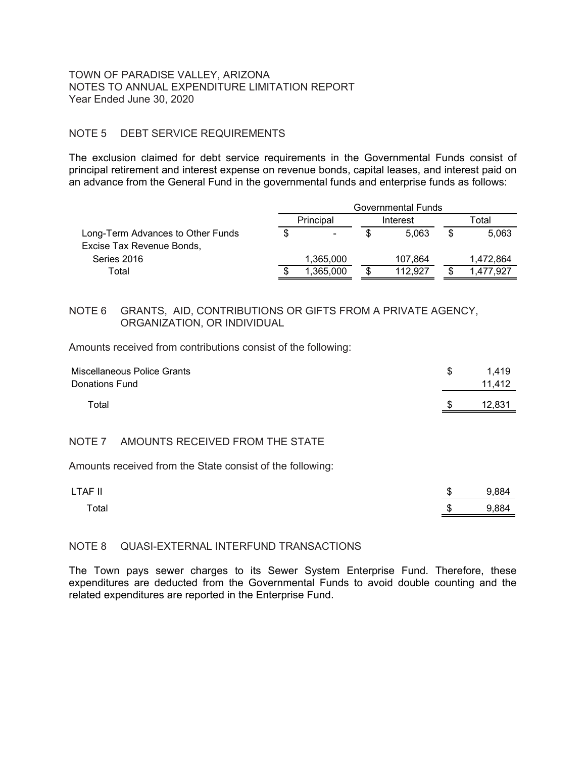TOWN OF PARADISE VALLEY, ARIZONA
NOTES TO ANNUAL EXPENDITURE LIMITATION REPORT
Year Ended June 30, 2020

## NOTE 5 DEBT SERVICE REQUIREMENTS

The exclusion claimed for debt service requirements in the Governmental Funds consist of principal retirement and interest expense on revenue bonds, capital leases, and interest paid on an advance from the General Fund in the governmental funds and enterprise funds as follows:

| | Governmental Funds | | |
|---|---|---|---|
| | Principal | Interest | Total |
| Long-Term Advances to Other Funds | $ - | $ 5,063 | $ 5,063 |
| Excise Tax Revenue Bonds, Series 2016 | 1,365,000 | 107,864 | 1,472,864 |
| Total | $ 1,365,000 | $ 112,927 | $ 1,477,927 |

## NOTE 6 GRANTS, AID, CONTRIBUTIONS OR GIFTS FROM A PRIVATE AGENCY, ORGANIZATION, OR INDIVIDUAL

Amounts received from contributions consist of the following:

| | |
|---|---|
| Miscellaneous Police Grants | $ 1,419 |
| Donations Fund | 11,412 |
| Total | $ 12,831 |

## NOTE 7 AMOUNTS RECEIVED FROM THE STATE

Amounts received from the State consist of the following:

| | |
|---|---|
| LTAF II | $ 9,884 |
| Total | $ 9,884 |

## NOTE 8 QUASI-EXTERNAL INTERFUND TRANSACTIONS

The Town pays sewer charges to its Sewer System Enterprise Fund. Therefore, these expenditures are deducted from the Governmental Funds to avoid double counting and the related expenditures are reported in the Enterprise Fund.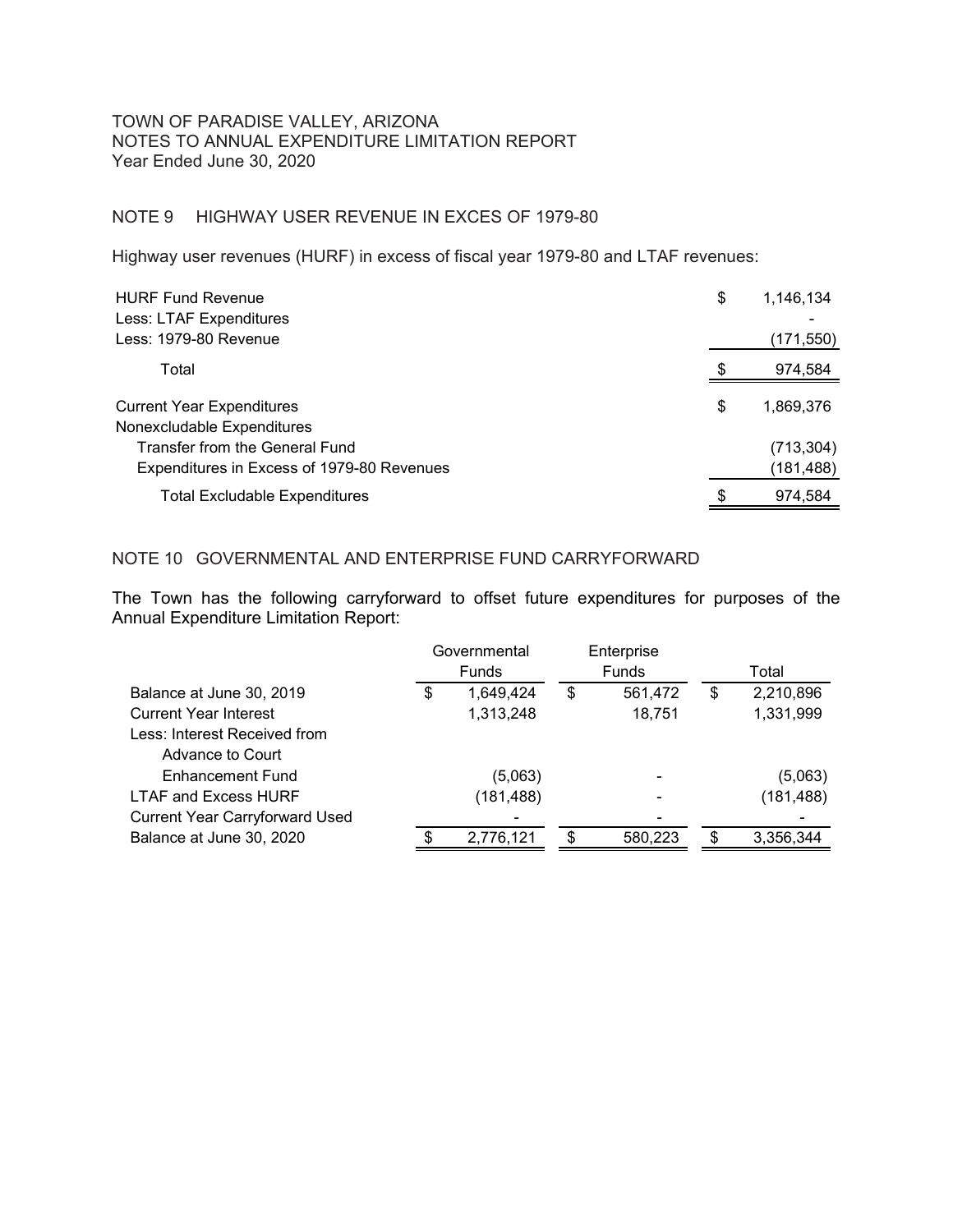TOWN OF PARADISE VALLEY, ARIZONA
NOTES TO ANNUAL EXPENDITURE LIMITATION REPORT
Year Ended June 30, 2020

## NOTE 9 HIGHWAY USER REVENUE IN EXCES OF 1979-80

Highway user revenues (HURF) in excess of fiscal year 1979-80 and LTAF revenues:

| | |
|---|---|
| HURF Fund Revenue | $ 1,146,134 |
| Less: LTAF Expenditures | - |
| Less: 1979-80 Revenue | (171,550) |
| Total | $ 974,584 |
| Current Year Expenditures | $ 1,869,376 |
| Nonexcludable Expenditures | |
| Transfer from the General Fund | (713,304) |
| Expenditures in Excess of 1979-80 Revenues | (181,488) |
| Total Excludable Expenditures | $ 974,584 |

## NOTE 10 GOVERNMENTAL AND ENTERPRISE FUND CARRYFORWARD

The Town has the following carryforward to offset future expenditures for purposes of the Annual Expenditure Limitation Report:

| | Governmental Funds | Enterprise Funds | Total |
|---|---|---|---|
| Balance at June 30, 2019 | $ 1,649,424 | $ 561,472 | $ 2,210,896 |
| Current Year Interest | 1,313,248 | 18,751 | 1,331,999 |
| Less: Interest Received from Advance to Court Enhancement Fund | (5,063) | - | (5,063) |
| LTAF and Excess HURF | (181,488) | - | (181,488) |
| Current Year Carryforward Used | - | - | - |
| Balance at June 30, 2020 | $ 2,776,121 | $ 580,223 | $ 3,356,344 |